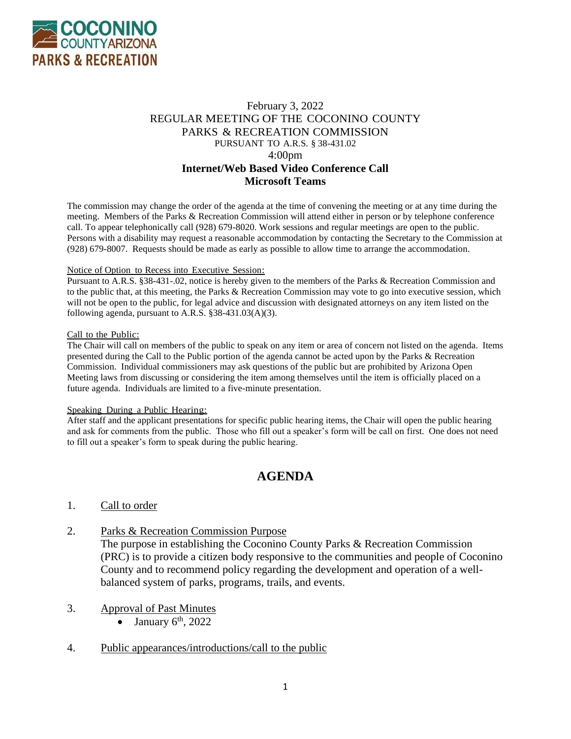February 3, 2022
REGULAR MEETING OF THE COCONINO COUNTY
PARKS & RECREATION COMMISSION
PURSUANT TO A.R.S. § 38-431.02
4:00pm

**Internet/Web Based Video Conference Call**
**Microsoft Teams**

The commission may change the order of the agenda at the time of convening the meeting or at any time during the meeting. Members of the Parks & Recreation Commission will attend either in person or by telephone conference call. To appear telephonically call (928) 679-8020. Work sessions and regular meetings are open to the public. Persons with a disability may request a reasonable accommodation by contacting the Secretary to the Commission at (928) 679-8007. Requests should be made as early as possible to allow time to arrange the accommodation.

Notice of Option to Recess into Executive Session:
Pursuant to A.R.S. §38-431-.02, notice is hereby given to the members of the Parks & Recreation Commission and to the public that, at this meeting, the Parks & Recreation Commission may vote to go into executive session, which will not be open to the public, for legal advice and discussion with designated attorneys on any item listed on the following agenda, pursuant to A.R.S. §38-431.03(A)(3).

Call to the Public:
The Chair will call on members of the public to speak on any item or area of concern not listed on the agenda. Items presented during the Call to the Public portion of the agenda cannot be acted upon by the Parks & Recreation Commission. Individual commissioners may ask questions of the public but are prohibited by Arizona Open Meeting laws from discussing or considering the item among themselves until the item is officially placed on a future agenda. Individuals are limited to a five-minute presentation.

Speaking During a Public Hearing:
After staff and the applicant presentations for specific public hearing items, the Chair will open the public hearing and ask for comments from the public. Those who fill out a speaker's form will be call on first. One does not need to fill out a speaker's form to speak during the public hearing.

## AGENDA

1. Call to order

2. Parks & Recreation Commission Purpose
   The purpose in establishing the Coconino County Parks & Recreation Commission (PRC) is to provide a citizen body responsive to the communities and people of Coconino County and to recommend policy regarding the development and operation of a well-balanced system of parks, programs, trails, and events.

3. Approval of Past Minutes
   - January 6th, 2022

4. Public appearances/introductions/call to the public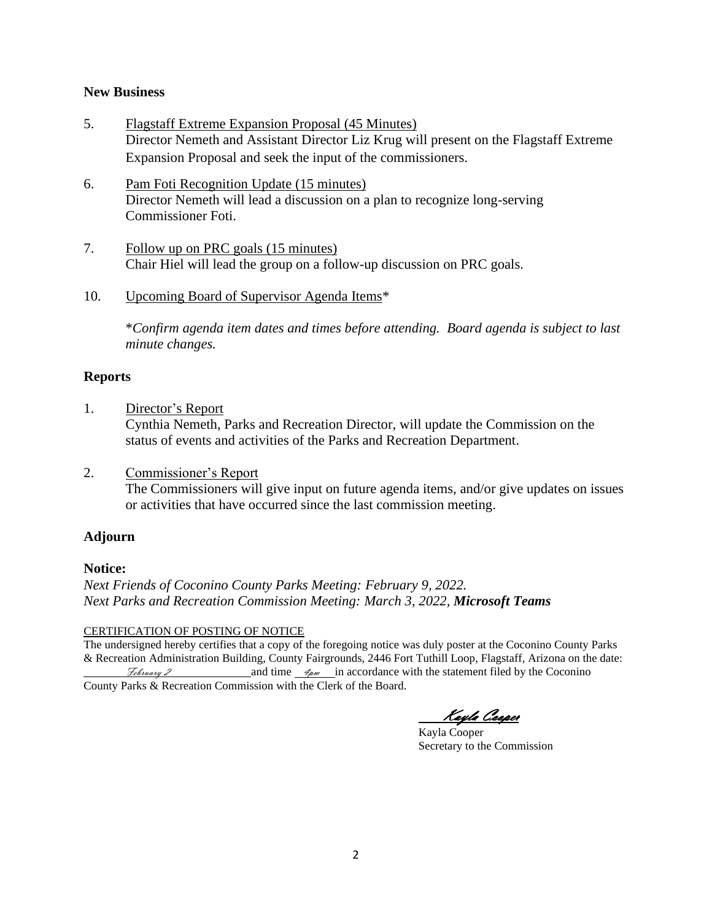**New Business**

5. Flagstaff Extreme Expansion Proposal (45 Minutes)
   Director Nemeth and Assistant Director Liz Krug will present on the Flagstaff Extreme Expansion Proposal and seek the input of the commissioners.

6. Pam Foti Recognition Update (15 minutes)
   Director Nemeth will lead a discussion on a plan to recognize long-serving Commissioner Foti.

7. Follow up on PRC goals (15 minutes)
   Chair Hiel will lead the group on a follow-up discussion on PRC goals.

10. Upcoming Board of Supervisor Agenda Items*

    **Confirm agenda item dates and times before attending. Board agenda is subject to last minute changes.*

**Reports**

1. Director's Report
   Cynthia Nemeth, Parks and Recreation Director, will update the Commission on the status of events and activities of the Parks and Recreation Department.

2. Commissioner's Report
   The Commissioners will give input on future agenda items, and/or give updates on issues or activities that have occurred since the last commission meeting.

**Adjourn**

**Notice:**

*Next Friends of Coconino County Parks Meeting: February 9, 2022.*
*Next Parks and Recreation Commission Meeting: March 3, 2022, **Microsoft Teams***

CERTIFICATION OF POSTING OF NOTICE

The undersigned hereby certifies that a copy of the foregoing notice was duly poster at the Coconino County Parks & Recreation Administration Building, County Fairgrounds, 2446 Fort Tuthill Loop, Flagstaff, Arizona on the date: February 2 and time 4pm in accordance with the statement filed by the Coconino County Parks & Recreation Commission with the Clerk of the Board.

Kayla Cooper
Kayla Cooper
Secretary to the Commission